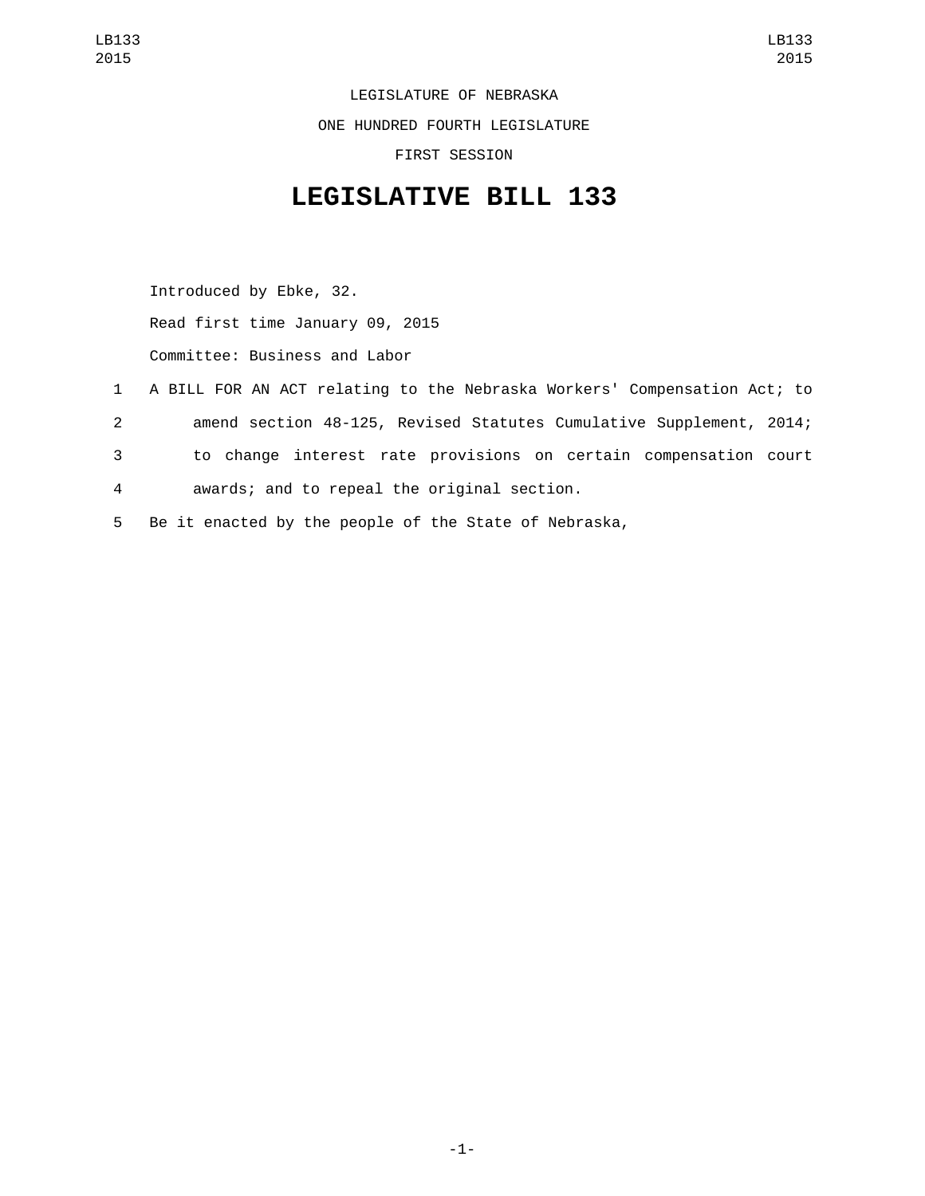LEGISLATURE OF NEBRASKA

ONE HUNDRED FOURTH LEGISLATURE

FIRST SESSION

# LEGISLATIVE BILL 133

Introduced by Ebke, 32.

Read first time January 09, 2015

Committee: Business and Labor

1 A BILL FOR AN ACT relating to the Nebraska Workers' Compensation Act; to
2 amend section 48-125, Revised Statutes Cumulative Supplement, 2014;
3 to change interest rate provisions on certain compensation court
4 awards; and to repeal the original section.
5 Be it enacted by the people of the State of Nebraska,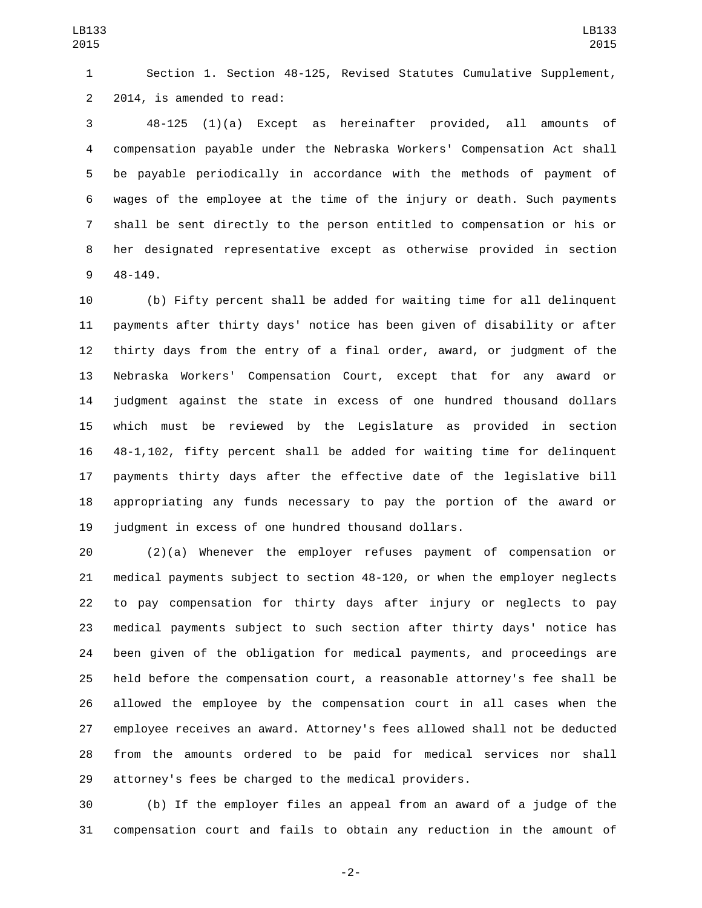Section 1. Section 48-125, Revised Statutes Cumulative Supplement, 2014, is amended to read:

48-125 (1)(a) Except as hereinafter provided, all amounts of compensation payable under the Nebraska Workers' Compensation Act shall be payable periodically in accordance with the methods of payment of wages of the employee at the time of the injury or death. Such payments shall be sent directly to the person entitled to compensation or his or her designated representative except as otherwise provided in section 48-149.

(b) Fifty percent shall be added for waiting time for all delinquent payments after thirty days' notice has been given of disability or after thirty days from the entry of a final order, award, or judgment of the Nebraska Workers' Compensation Court, except that for any award or judgment against the state in excess of one hundred thousand dollars which must be reviewed by the Legislature as provided in section 48-1,102, fifty percent shall be added for waiting time for delinquent payments thirty days after the effective date of the legislative bill appropriating any funds necessary to pay the portion of the award or judgment in excess of one hundred thousand dollars.

(2)(a) Whenever the employer refuses payment of compensation or medical payments subject to section 48-120, or when the employer neglects to pay compensation for thirty days after injury or neglects to pay medical payments subject to such section after thirty days' notice has been given of the obligation for medical payments, and proceedings are held before the compensation court, a reasonable attorney's fee shall be allowed the employee by the compensation court in all cases when the employee receives an award. Attorney's fees allowed shall not be deducted from the amounts ordered to be paid for medical services nor shall attorney's fees be charged to the medical providers.

(b) If the employer files an appeal from an award of a judge of the compensation court and fails to obtain any reduction in the amount of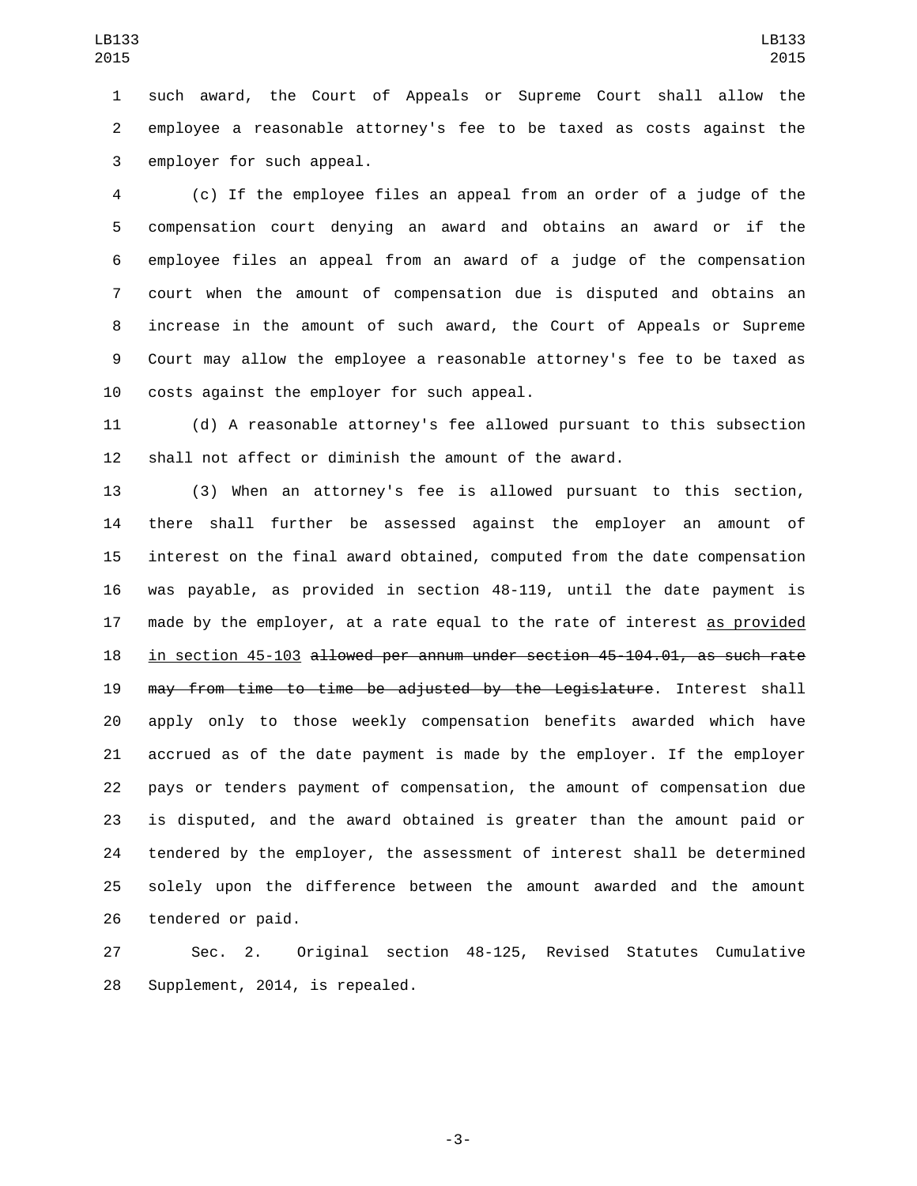such award, the Court of Appeals or Supreme Court shall allow the employee a reasonable attorney's fee to be taxed as costs against the employer for such appeal.

(c) If the employee files an appeal from an order of a judge of the compensation court denying an award and obtains an award or if the employee files an appeal from an award of a judge of the compensation court when the amount of compensation due is disputed and obtains an increase in the amount of such award, the Court of Appeals or Supreme Court may allow the employee a reasonable attorney's fee to be taxed as costs against the employer for such appeal.

(d) A reasonable attorney's fee allowed pursuant to this subsection shall not affect or diminish the amount of the award.

(3) When an attorney's fee is allowed pursuant to this section, there shall further be assessed against the employer an amount of interest on the final award obtained, computed from the date compensation was payable, as provided in section 48-119, until the date payment is made by the employer, at a rate equal to the rate of interest <u>as provided in section 45-103</u> ~~allowed per annum under section 45-104.01, as such rate may from time to time be adjusted by the Legislature~~. Interest shall apply only to those weekly compensation benefits awarded which have accrued as of the date payment is made by the employer. If the employer pays or tenders payment of compensation, the amount of compensation due is disputed, and the award obtained is greater than the amount paid or tendered by the employer, the assessment of interest shall be determined solely upon the difference between the amount awarded and the amount tendered or paid.

Sec. 2. Original section 48-125, Revised Statutes Cumulative Supplement, 2014, is repealed.